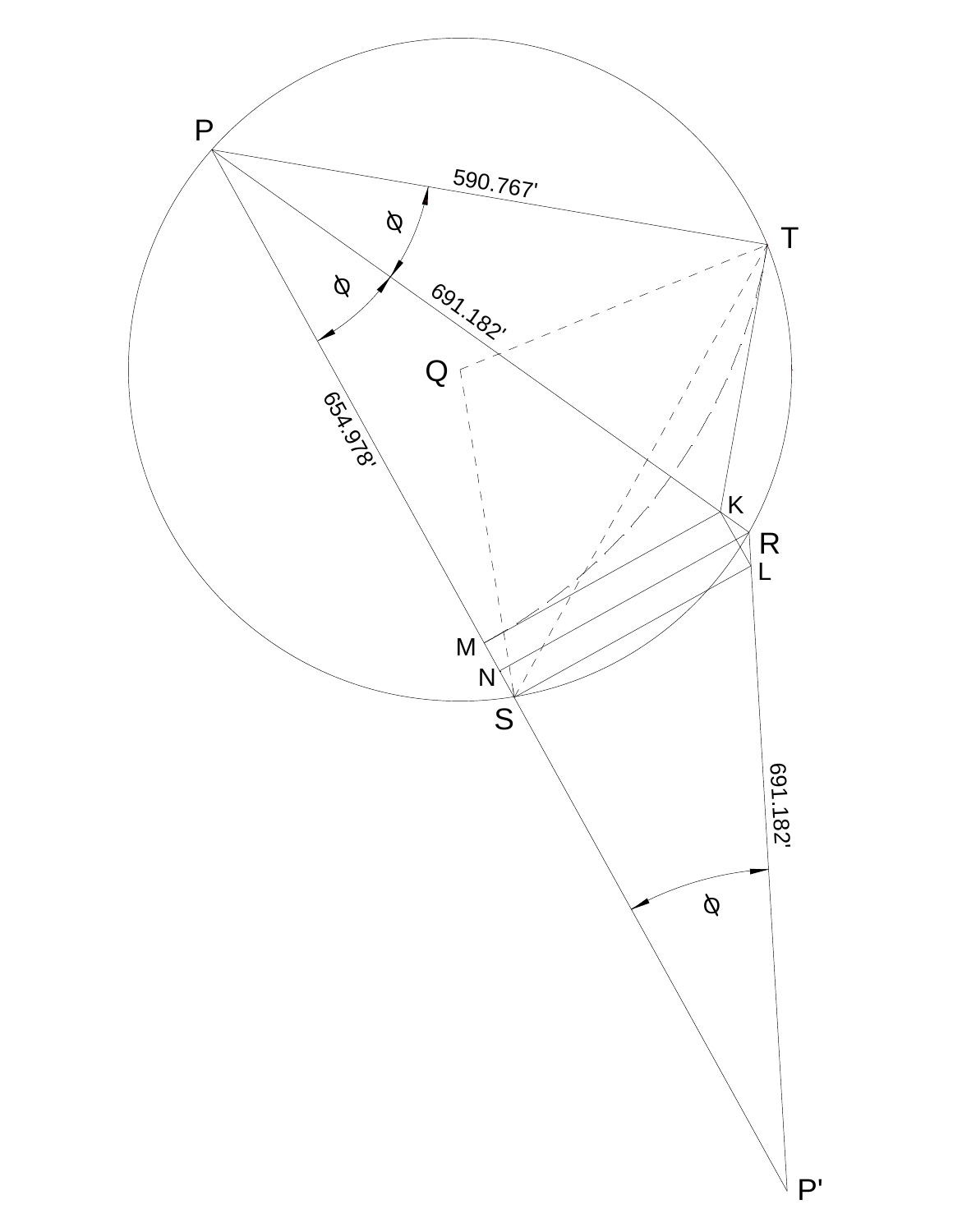P

590.767'

T

$\phi$

$\phi$

691.182'

Q

654.978'

K

R

L

M

N

S

691.182'

$\phi$

P'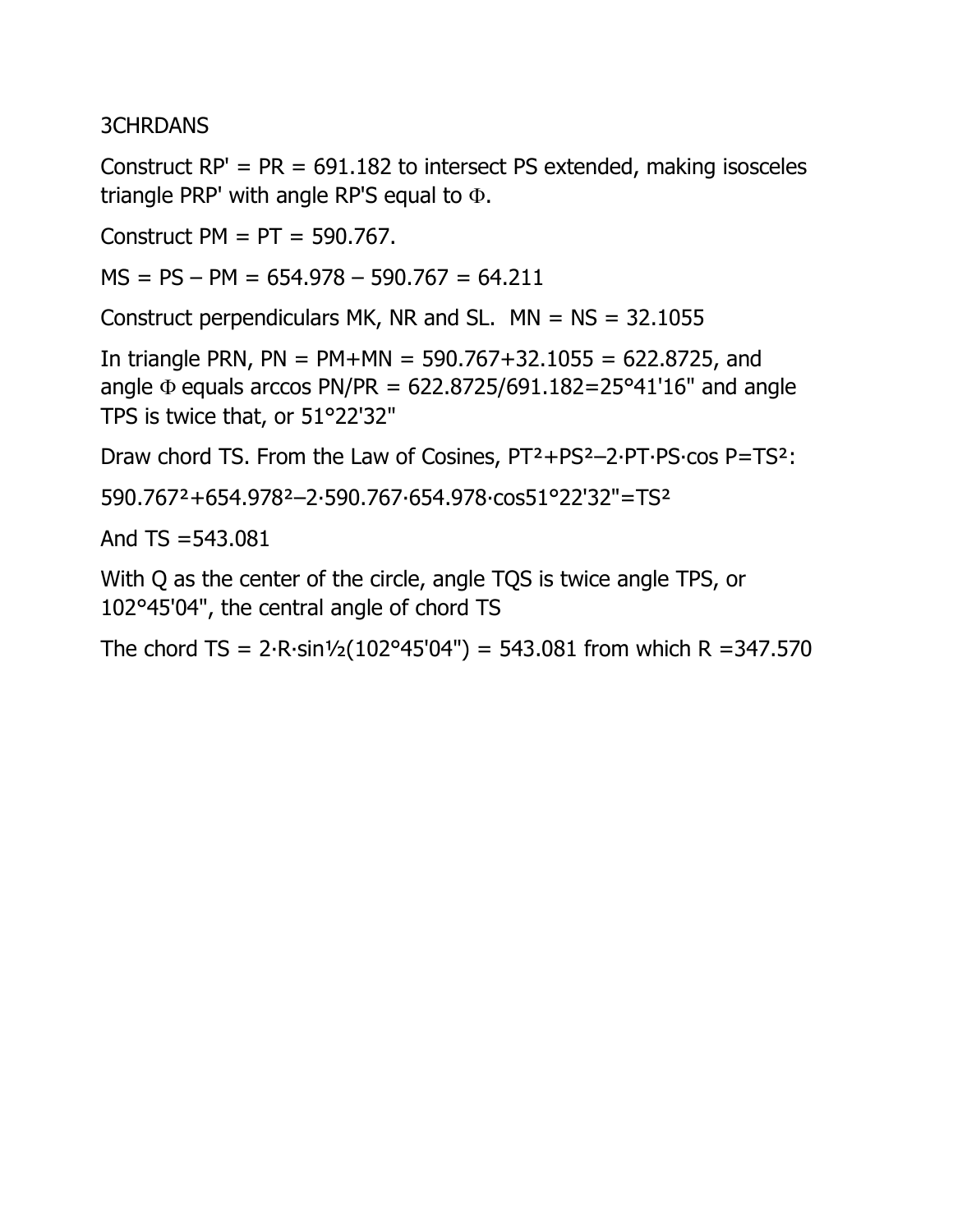3CHRDANS

Construct RP' = PR = 691.182 to intersect PS extended, making isosceles triangle PRP' with angle RP'S equal to $\Phi$.

Construct PM = PT = 590.767.

MS = PS – PM = 654.978 – 590.767 = 64.211

Construct perpendiculars MK, NR and SL. MN = NS = 32.1055

In triangle PRN, PN = PM+MN = 590.767+32.1055 = 622.8725, and angle $\Phi$ equals arccos PN/PR = 622.8725/691.182=25°41'16" and angle TPS is twice that, or 51°22'32"

Draw chord TS. From the Law of Cosines, $PT^2+PS^2–2\cdot PT\cdot PS\cdot \cos P=TS^2$:

$590.767^2+654.978^2–2\cdot 590.767\cdot 654.978\cdot \cos 51°22'32"=TS^2$

And TS =543.081

With Q as the center of the circle, angle TQS is twice angle TPS, or 102°45'04", the central angle of chord TS

The chord TS = $2\cdot R\cdot \sin\frac{1}{2}(102°45'04")$ = 543.081 from which R =347.570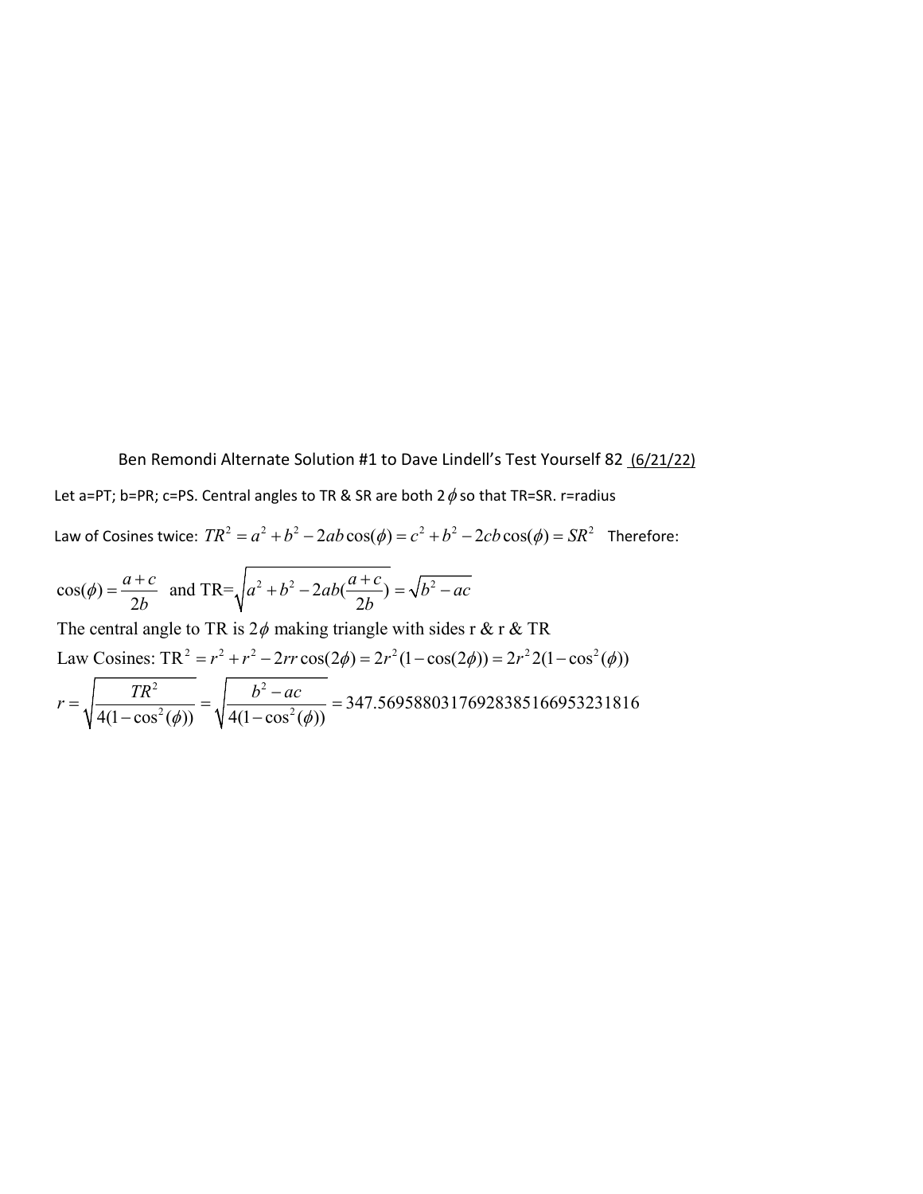Ben Remondi Alternate Solution #1 to Dave Lindell's Test Yourself 82 (6/21/22)

Let a=PT; b=PR; c=PS. Central angles to TR & SR are both $2\phi$ so that TR=SR. r=radius

Law of Cosines twice: $TR^2 = a^2 + b^2 - 2ab\cos(\phi) = c^2 + b^2 - 2cb\cos(\phi) = SR^2$ Therefore:

$$\cos(\phi) = \frac{a+c}{2b} \quad \text{and TR=} \sqrt{a^2 + b^2 - 2ab\left(\frac{a+c}{2b}\right)} = \sqrt{b^2 - ac}$$

The central angle to TR is $2\phi$ making triangle with sides r & r & TR

Law Cosines: $\text{TR}^2 = r^2 + r^2 - 2rr\cos(2\phi) = 2r^2(1 - \cos(2\phi)) = 2r^2 2(1 - \cos^2(\phi))$

$$r = \sqrt{\frac{TR^2}{4(1 - \cos^2(\phi))}} = \sqrt{\frac{b^2 - ac}{4(1 - \cos^2(\phi))}} = 347.56958803176928385166953231816$$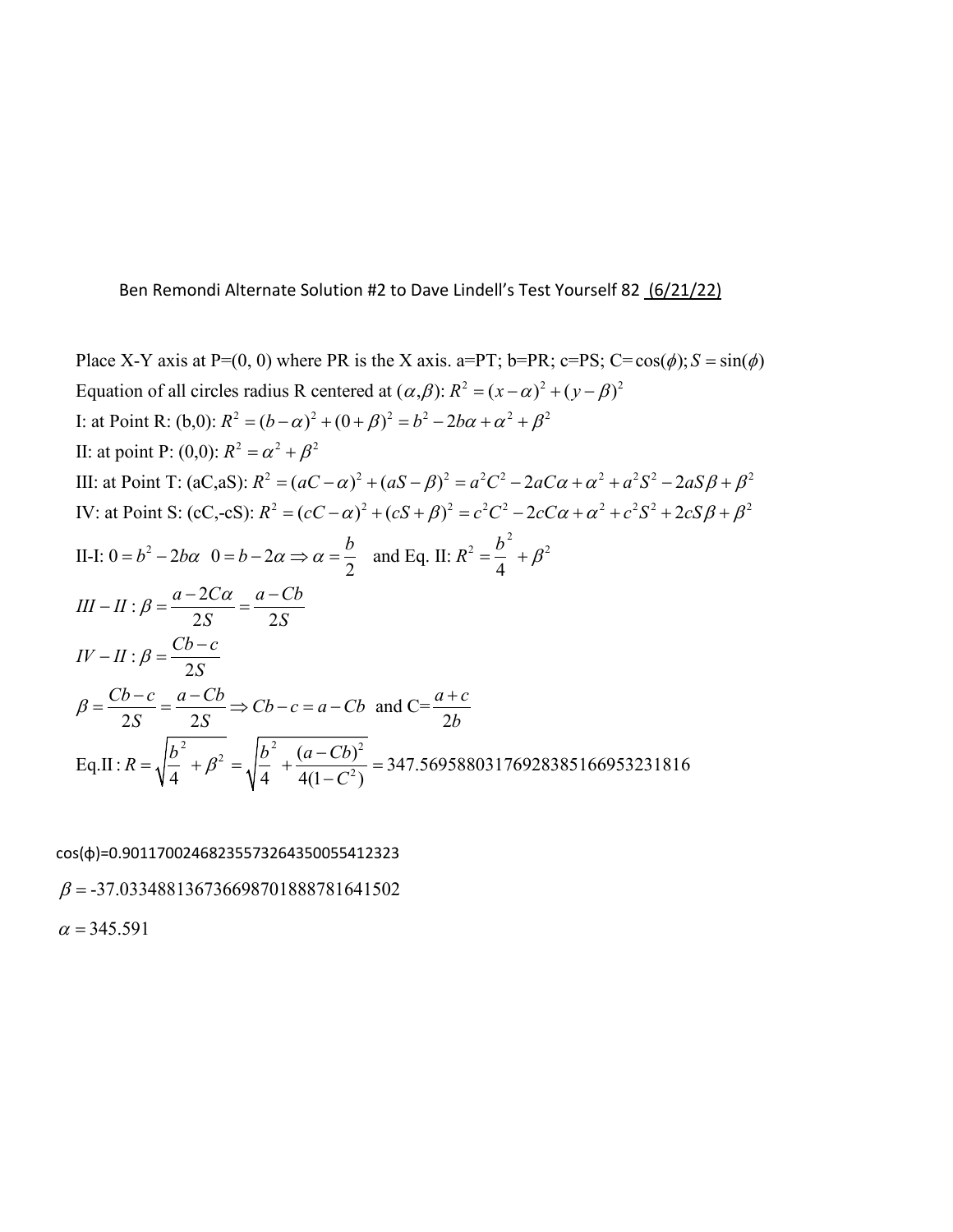Ben Remondi Alternate Solution #2 to Dave Lindell's Test Yourself 82 (6/21/22)

Place X-Y axis at P=(0, 0) where PR is the X axis. a=PT; b=PR; c=PS; C=$\cos(\phi)$; $S=\sin(\phi)$

Equation of all circles radius R centered at $(\alpha,\beta)$: $R^2=(x-\alpha)^2+(y-\beta)^2$

I: at Point R: (b,0): $R^2=(b-\alpha)^2+(0+\beta)^2=b^2-2b\alpha+\alpha^2+\beta^2$

II: at point P: (0,0): $R^2=\alpha^2+\beta^2$

III: at Point T: (aC,aS): $R^2=(aC-\alpha)^2+(aS-\beta)^2=a^2C^2-2aC\alpha+\alpha^2+a^2S^2-2aS\beta+\beta^2$

IV: at Point S: (cC,-cS): $R^2=(cC-\alpha)^2+(cS+\beta)^2=c^2C^2-2cC\alpha+\alpha^2+c^2S^2+2cS\beta+\beta^2$

II-I: $0=b^2-2b\alpha \quad 0=b-2\alpha \Rightarrow \alpha=\dfrac{b}{2}$ and Eq. II: $R^2=\dfrac{b^2}{4}+\beta^2$

$$III-II: \beta=\frac{a-2C\alpha}{2S}=\frac{a-Cb}{2S}$$

$$IV-II: \beta=\frac{Cb-c}{2S}$$

$$\beta=\frac{Cb-c}{2S}=\frac{a-Cb}{2S}\Rightarrow Cb-c=a-Cb \text{ and } C=\frac{a+c}{2b}$$

$$\text{Eq.II}: R=\sqrt{\frac{b^2}{4}+\beta^2}=\sqrt{\frac{b^2}{4}+\frac{(a-Cb)^2}{4(1-C^2)}}=347.569588031769283851669532318 16$$

cos(ϕ)=0.901170024682355732643500554123 23

$\beta=-37.0334881367366987018887816415 02$

$\alpha=345.591$